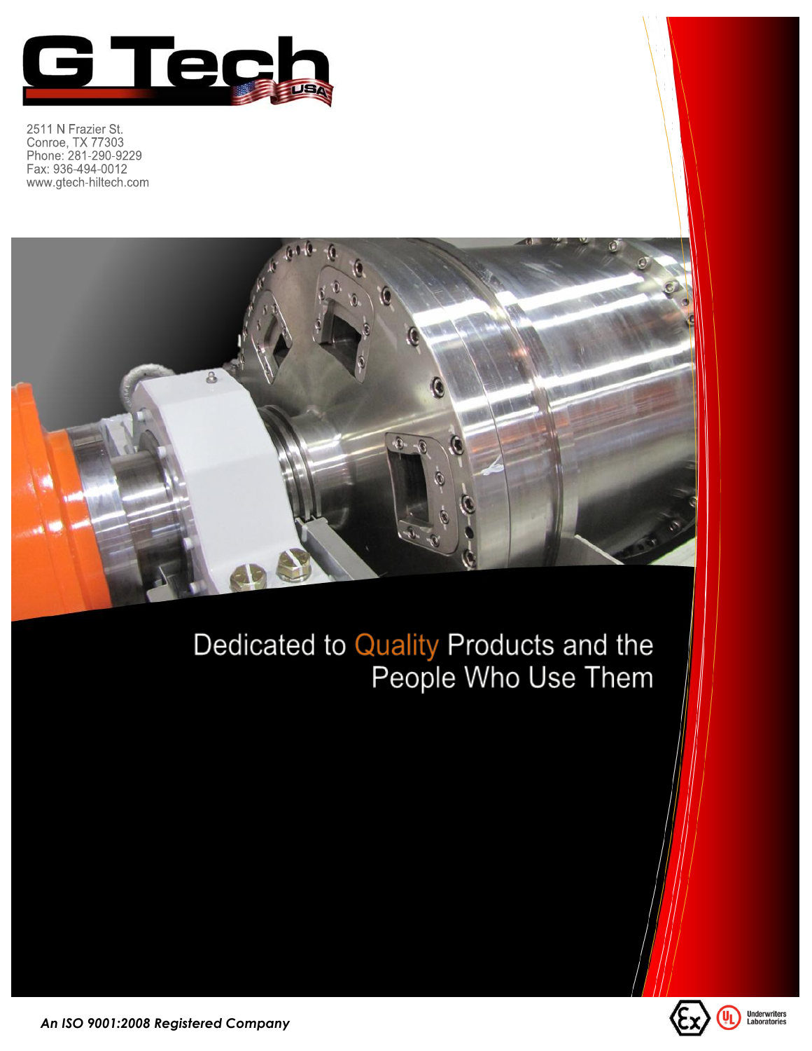# G Tech USA

2511 N Frazier St.
Conroe, TX 77303
Phone: 281-290-9229
Fax: 936-494-0012
www.gtech-hiltech.com

## Dedicated to Quality Products and the People Who Use Them

***An ISO 9001:2008 Registered Company***

Underwriters Laboratories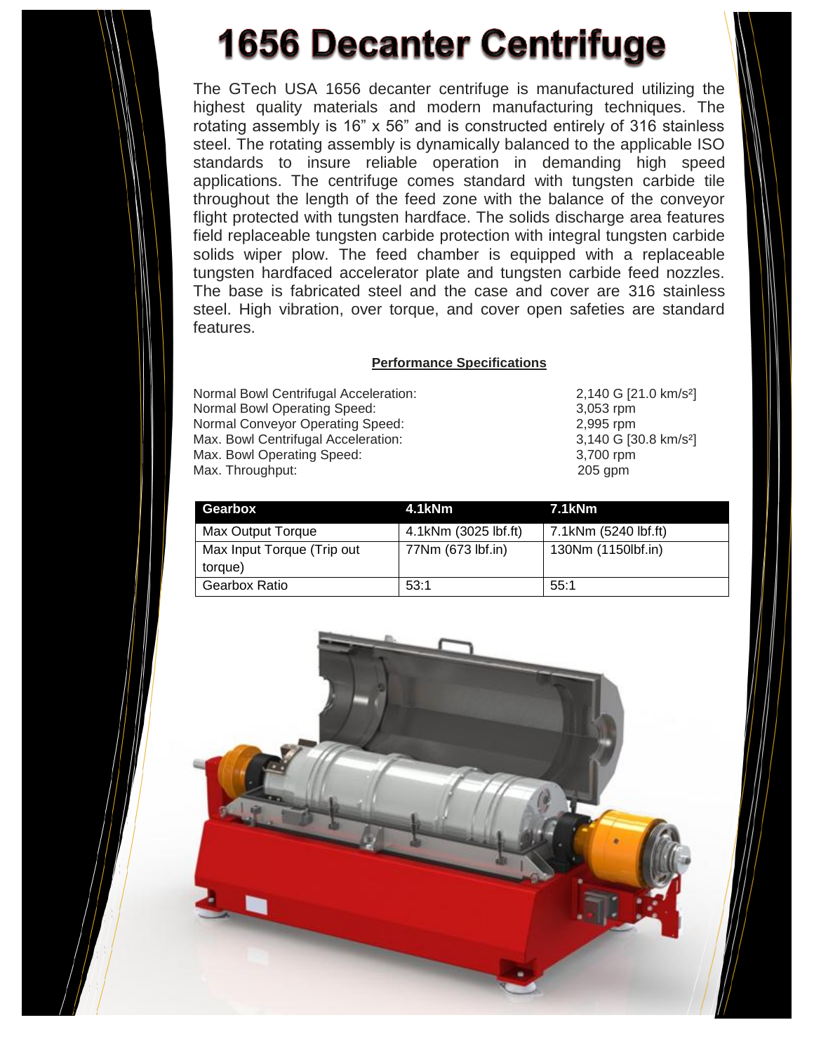# 1656 Decanter Centrifuge

The GTech USA 1656 decanter centrifuge is manufactured utilizing the highest quality materials and modern manufacturing techniques. The rotating assembly is 16" x 56" and is constructed entirely of 316 stainless steel. The rotating assembly is dynamically balanced to the applicable ISO standards to insure reliable operation in demanding high speed applications. The centrifuge comes standard with tungsten carbide tile throughout the length of the feed zone with the balance of the conveyor flight protected with tungsten hardface. The solids discharge area features field replaceable tungsten carbide protection with integral tungsten carbide solids wiper plow. The feed chamber is equipped with a replaceable tungsten hardfaced accelerator plate and tungsten carbide feed nozzles. The base is fabricated steel and the case and cover are 316 stainless steel. High vibration, over torque, and cover open safeties are standard features.

**Performance Specifications**

| | |
|---|---|
| Normal Bowl Centrifugal Acceleration: | 2,140 G [21.0 km/s²] |
| Normal Bowl Operating Speed: | 3,053 rpm |
| Normal Conveyor Operating Speed: | 2,995 rpm |
| Max. Bowl Centrifugal Acceleration: | 3,140 G [30.8 km/s²] |
| Max. Bowl Operating Speed: | 3,700 rpm |
| Max. Throughput: | 205 gpm |

| Gearbox | 4.1kNm | 7.1kNm |
|---|---|---|
| Max Output Torque | 4.1kNm (3025 lbf.ft) | 7.1kNm (5240 lbf.ft) |
| Max Input Torque (Trip out torque) | 77Nm (673 lbf.in) | 130Nm (1150lbf.in) |
| Gearbox Ratio | 53:1 | 55:1 |